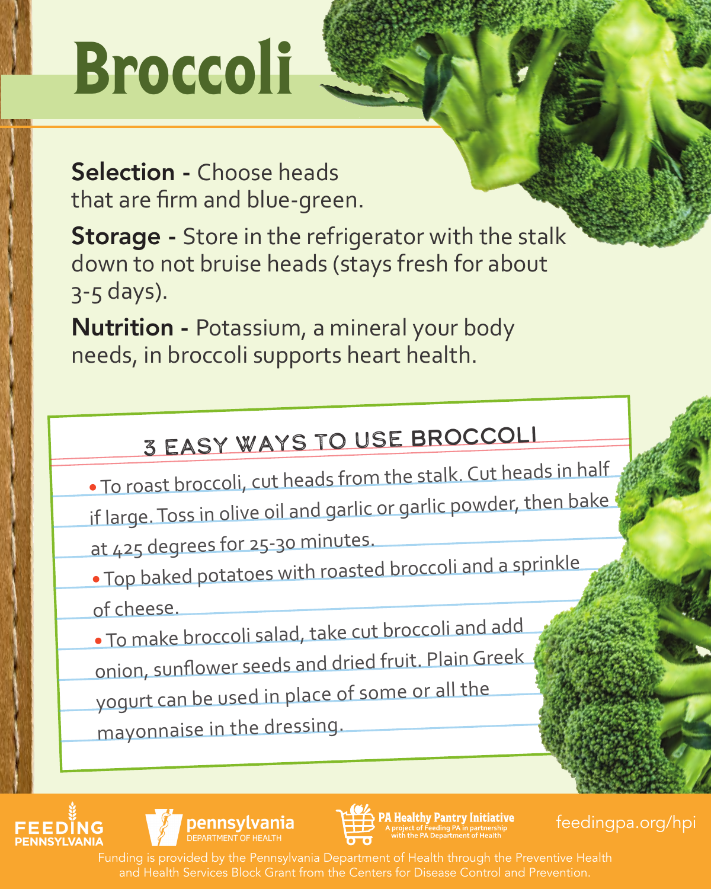# Broccoli

**Selection -** Choose heads that are firm and blue-green.

**Storage -** Store in the refrigerator with the stalk down to not bruise heads (stays fresh for about 3-5 days).

**Nutrition -** Potassium, a mineral your body needs, in broccoli supports heart health.

## 3 EASY WAYS TO USE BROCCOLI

- To roast broccoli, cut heads from the stalk. Cut heads in half if large. Toss in olive oil and garlic or garlic powder, then bake at 425 degrees for 25-30 minutes.
- Top baked potatoes with roasted broccoli and a sprinkle of cheese.
- To make broccoli salad, take cut broccoli and add onion, sunflower seeds and dried fruit. Plain Greek yogurt can be used in place of some or all the mayonnaise in the dressing.

FEEDING PENNSYLVANIA

pennsylvania DEPARTMENT OF HEALTH

PA Healthy Pantry Initiative
A project of Feeding PA in partnership with the PA Department of Health

feedingpa.org/hpi

Funding is provided by the Pennsylvania Department of Health through the Preventive Health and Health Services Block Grant from the Centers for Disease Control and Prevention.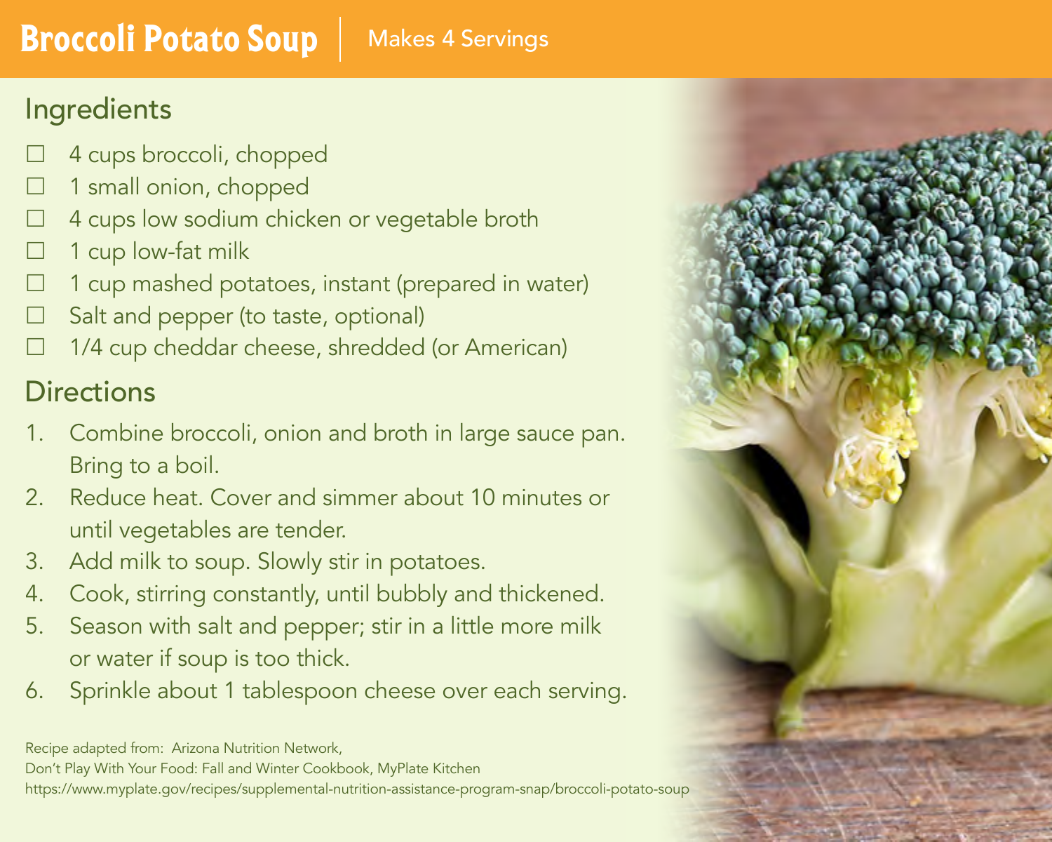# Broccoli Potato Soup

Makes 4 Servings

## Ingredients

- ☐ 4 cups broccoli, chopped
- ☐ 1 small onion, chopped
- ☐ 4 cups low sodium chicken or vegetable broth
- ☐ 1 cup low-fat milk
- ☐ 1 cup mashed potatoes, instant (prepared in water)
- ☐ Salt and pepper (to taste, optional)
- ☐ 1/4 cup cheddar cheese, shredded (or American)

## Directions

1. Combine broccoli, onion and broth in large sauce pan. Bring to a boil.
2. Reduce heat. Cover and simmer about 10 minutes or until vegetables are tender.
3. Add milk to soup. Slowly stir in potatoes.
4. Cook, stirring constantly, until bubbly and thickened.
5. Season with salt and pepper; stir in a little more milk or water if soup is too thick.
6. Sprinkle about 1 tablespoon cheese over each serving.

Recipe adapted from: Arizona Nutrition Network,
Don't Play With Your Food: Fall and Winter Cookbook, MyPlate Kitchen
https://www.myplate.gov/recipes/supplemental-nutrition-assistance-program-snap/broccoli-potato-soup